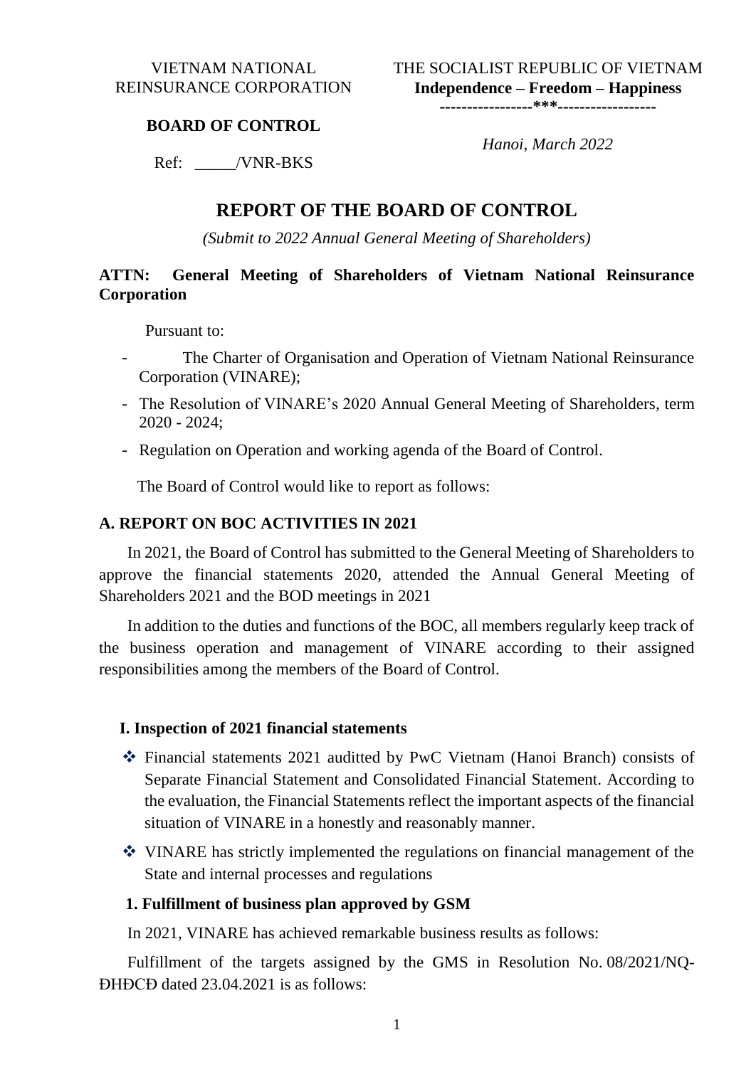VIETNAM NATIONAL REINSURANCE CORPORATION

**BOARD OF CONTROL**

Ref: _____/VNR-BKS

THE SOCIALIST REPUBLIC OF VIETNAM
**Independence – Freedom – Happiness**
-----------------***------------------

*Hanoi, March 2022*

# REPORT OF THE BOARD OF CONTROL

*(Submit to 2022 Annual General Meeting of Shareholders)*

**ATTN: General Meeting of Shareholders of Vietnam National Reinsurance Corporation**

Pursuant to:

- The Charter of Organisation and Operation of Vietnam National Reinsurance Corporation (VINARE);
- The Resolution of VINARE's 2020 Annual General Meeting of Shareholders, term 2020 - 2024;
- Regulation on Operation and working agenda of the Board of Control.

The Board of Control would like to report as follows:

## A. REPORT ON BOC ACTIVITIES IN 2021

In 2021, the Board of Control has submitted to the General Meeting of Shareholders to approve the financial statements 2020, attended the Annual General Meeting of Shareholders 2021 and the BOD meetings in 2021

In addition to the duties and functions of the BOC, all members regularly keep track of the business operation and management of VINARE according to their assigned responsibilities among the members of the Board of Control.

### I. Inspection of 2021 financial statements

- ❖ Financial statements 2021 auditted by PwC Vietnam (Hanoi Branch) consists of Separate Financial Statement and Consolidated Financial Statement. According to the evaluation, the Financial Statements reflect the important aspects of the financial situation of VINARE in a honestly and reasonably manner.
- ❖ VINARE has strictly implemented the regulations on financial management of the State and internal processes and regulations

#### 1. Fulfillment of business plan approved by GSM

In 2021, VINARE has achieved remarkable business results as follows:

Fulfillment of the targets assigned by the GMS in Resolution No. 08/2021/NQ-ĐHĐCĐ dated 23.04.2021 is as follows: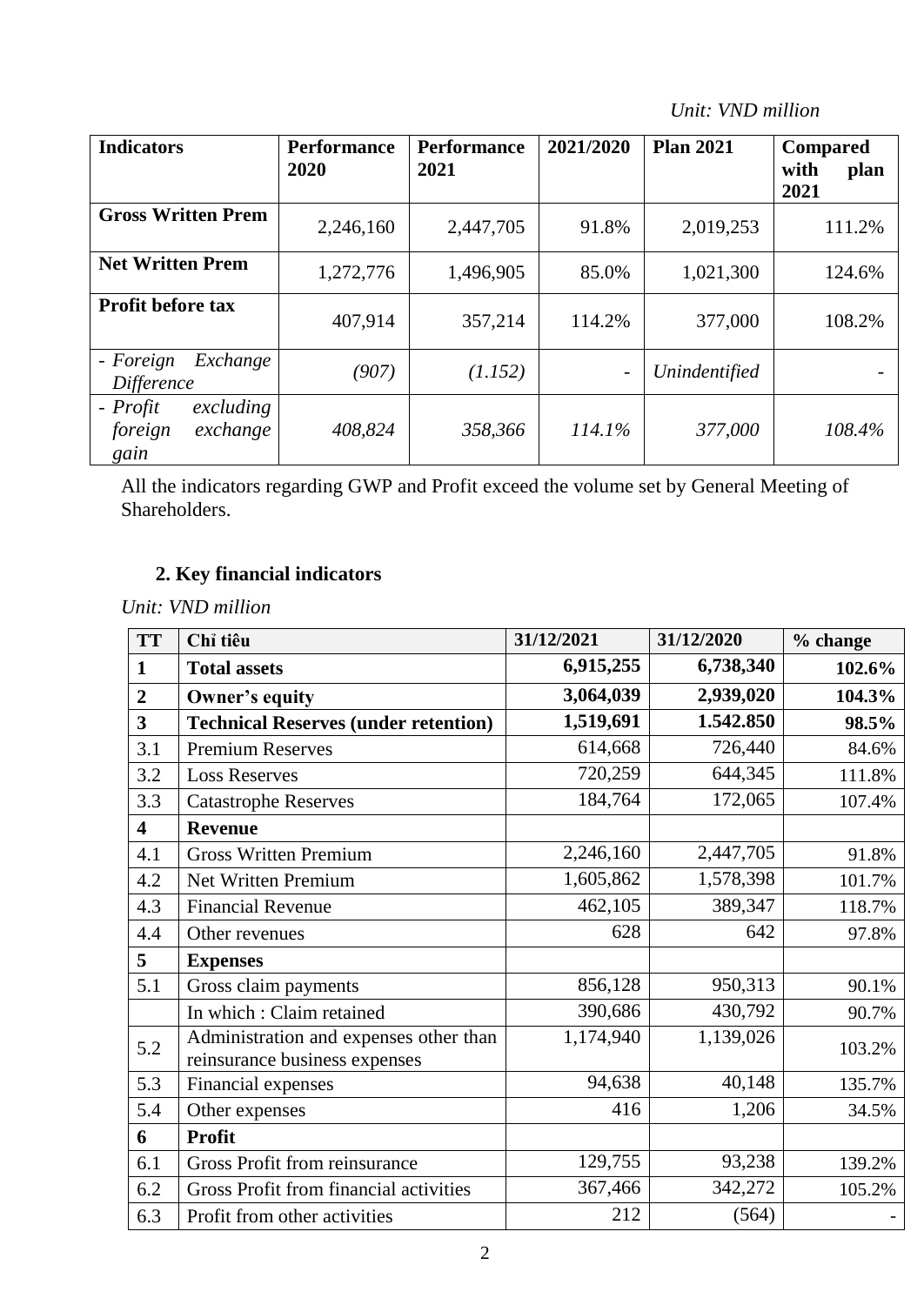*Unit: VND million*

| **Indicators** | **Performance 2020** | **Performance 2021** | **2021/2020** | **Plan 2021** | **Compared with plan 2021** |
|---|---|---|---|---|---|
| **Gross Written Prem** | 2,246,160 | 2,447,705 | 91.8% | 2,019,253 | 111.2% |
| **Net Written Prem** | 1,272,776 | 1,496,905 | 85.0% | 1,021,300 | 124.6% |
| **Profit before tax** | 407,914 | 357,214 | 114.2% | 377,000 | 108.2% |
| *- Foreign Exchange Difference* | *(907)* | *(1.152)* | - | *Unindentified* | - |
| *- Profit excluding foreign exchange gain* | *408,824* | *358,366* | *114.1%* | *377,000* | *108.4%* |

All the indicators regarding GWP and Profit exceed the volume set by General Meeting of Shareholders.

## 2. Key financial indicators

*Unit: VND million*

| **TT** | **Chỉ tiêu** | **31/12/2021** | **31/12/2020** | **% change** |
|---|---|---|---|---|
| **1** | **Total assets** | **6,915,255** | **6,738,340** | **102.6%** |
| **2** | **Owner's equity** | **3,064,039** | **2,939,020** | **104.3%** |
| **3** | **Technical Reserves (under retention)** | **1,519,691** | **1.542.850** | **98.5%** |
| 3.1 | Premium Reserves | 614,668 | 726,440 | 84.6% |
| 3.2 | Loss Reserves | 720,259 | 644,345 | 111.8% |
| 3.3 | Catastrophe Reserves | 184,764 | 172,065 | 107.4% |
| **4** | **Revenue** | | | |
| 4.1 | Gross Written Premium | 2,246,160 | 2,447,705 | 91.8% |
| 4.2 | Net Written Premium | 1,605,862 | 1,578,398 | 101.7% |
| 4.3 | Financial Revenue | 462,105 | 389,347 | 118.7% |
| 4.4 | Other revenues | 628 | 642 | 97.8% |
| **5** | **Expenses** | | | |
| 5.1 | Gross claim payments | 856,128 | 950,313 | 90.1% |
| | In which : Claim retained | 390,686 | 430,792 | 90.7% |
| 5.2 | Administration and expenses other than reinsurance business expenses | 1,174,940 | 1,139,026 | 103.2% |
| 5.3 | Financial expenses | 94,638 | 40,148 | 135.7% |
| 5.4 | Other expenses | 416 | 1,206 | 34.5% |
| **6** | **Profit** | | | |
| 6.1 | Gross Profit from reinsurance | 129,755 | 93,238 | 139.2% |
| 6.2 | Gross Profit from financial activities | 367,466 | 342,272 | 105.2% |
| 6.3 | Profit from other activities | 212 | (564) | - |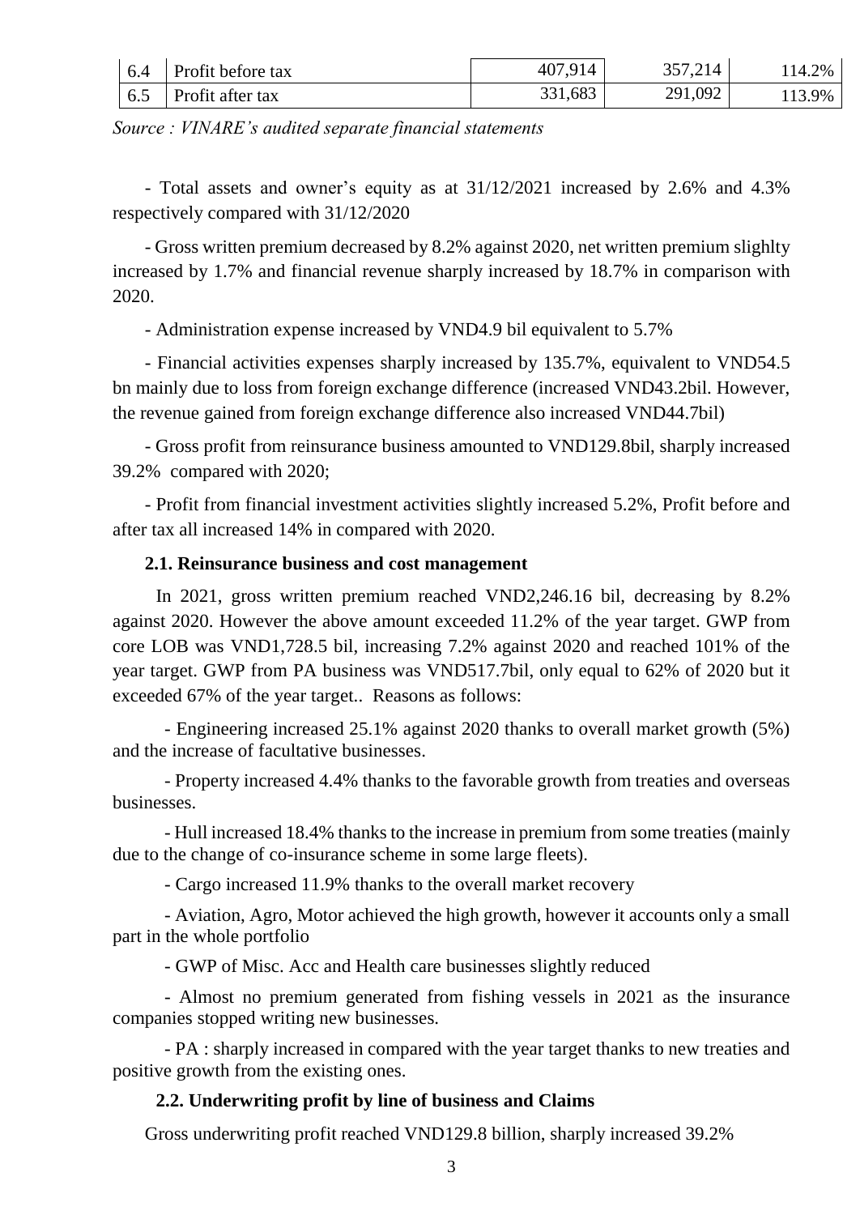| 6.4 | Profit before tax | 407,914 | 357,214 | 114.2% |
|---|---|---|---|---|
| 6.5 | Profit after tax | 331,683 | 291,092 | 113.9% |

*Source : VINARE's audited separate financial statements*

- Total assets and owner's equity as at 31/12/2021 increased by 2.6% and 4.3% respectively compared with 31/12/2020

- Gross written premium decreased by 8.2% against 2020, net written premium slighlty increased by 1.7% and financial revenue sharply increased by 18.7% in comparison with 2020.

- Administration expense increased by VND4.9 bil equivalent to 5.7%

- Financial activities expenses sharply increased by 135.7%, equivalent to VND54.5 bn mainly due to loss from foreign exchange difference (increased VND43.2bil. However, the revenue gained from foreign exchange difference also increased VND44.7bil)

- Gross profit from reinsurance business amounted to VND129.8bil, sharply increased 39.2% compared with 2020;

- Profit from financial investment activities slightly increased 5.2%, Profit before and after tax all increased 14% in compared with 2020.

### 2.1. Reinsurance business and cost management

In 2021, gross written premium reached VND2,246.16 bil, decreasing by 8.2% against 2020. However the above amount exceeded 11.2% of the year target. GWP from core LOB was VND1,728.5 bil, increasing 7.2% against 2020 and reached 101% of the year target. GWP from PA business was VND517.7bil, only equal to 62% of 2020 but it exceeded 67% of the year target.. Reasons as follows:

- Engineering increased 25.1% against 2020 thanks to overall market growth (5%) and the increase of facultative businesses.

- Property increased 4.4% thanks to the favorable growth from treaties and overseas businesses.

- Hull increased 18.4% thanks to the increase in premium from some treaties (mainly due to the change of co-insurance scheme in some large fleets).

- Cargo increased 11.9% thanks to the overall market recovery

- Aviation, Agro, Motor achieved the high growth, however it accounts only a small part in the whole portfolio

- GWP of Misc. Acc and Health care businesses slightly reduced

- Almost no premium generated from fishing vessels in 2021 as the insurance companies stopped writing new businesses.

- PA : sharply increased in compared with the year target thanks to new treaties and positive growth from the existing ones.

### 2.2. Underwriting profit by line of business and Claims

Gross underwriting profit reached VND129.8 billion, sharply increased 39.2%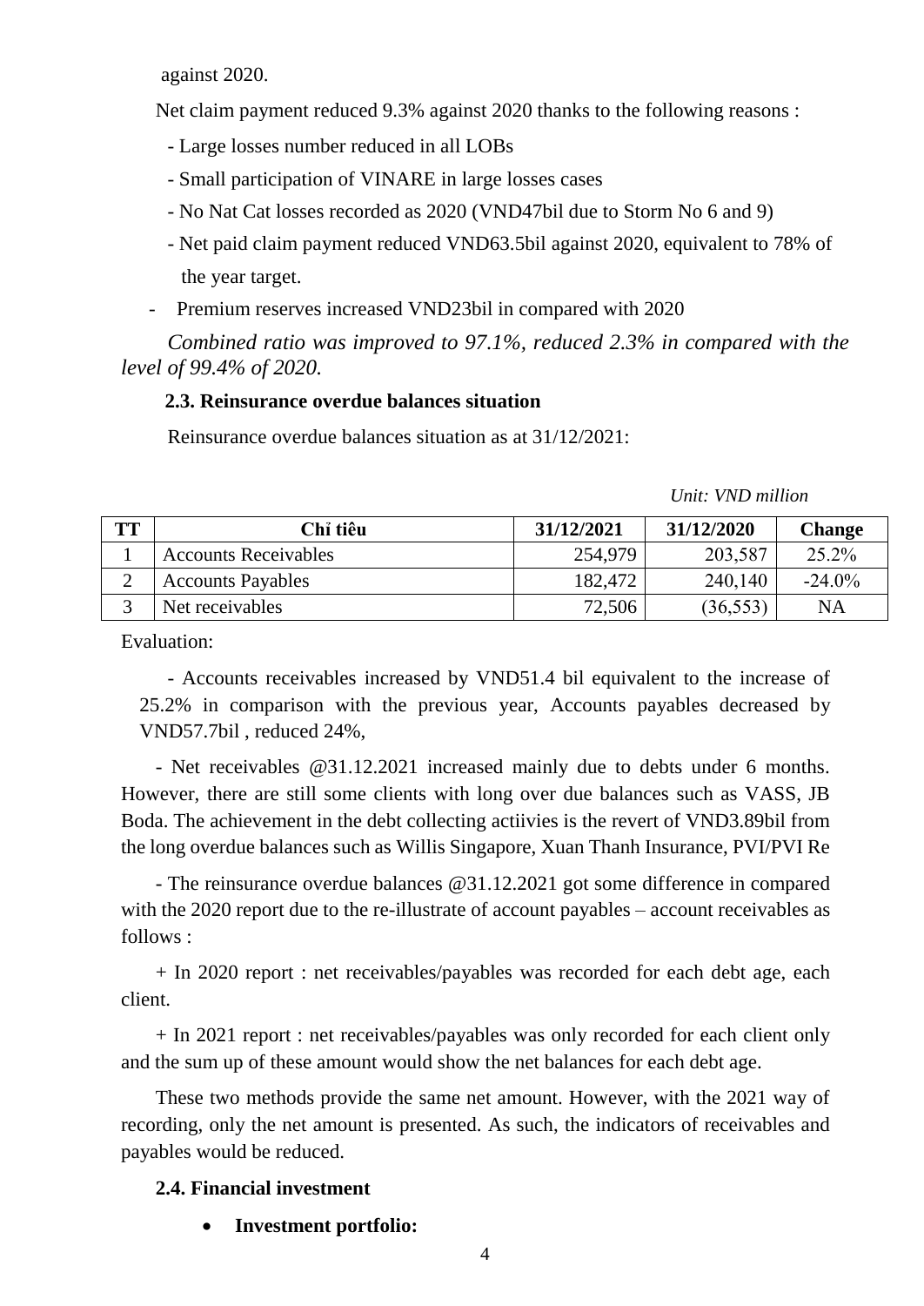against 2020.

Net claim payment reduced 9.3% against 2020 thanks to the following reasons :

- Large losses number reduced in all LOBs
- Small participation of VINARE in large losses cases
- No Nat Cat losses recorded as 2020 (VND47bil due to Storm No 6 and 9)
- Net paid claim payment reduced VND63.5bil against 2020, equivalent to 78% of the year target.

- Premium reserves increased VND23bil in compared with 2020

*Combined ratio was improved to 97.1%, reduced 2.3% in compared with the level of 99.4% of 2020.*

### 2.3. Reinsurance overdue balances situation

Reinsurance overdue balances situation as at 31/12/2021:

*Unit: VND million*

| TT | Chỉ tiêu | 31/12/2021 | 31/12/2020 | Change |
|---|---|---|---|---|
| 1 | Accounts Receivables | 254,979 | 203,587 | 25.2% |
| 2 | Accounts Payables | 182,472 | 240,140 | -24.0% |
| 3 | Net receivables | 72,506 | (36,553) | NA |

Evaluation:

- Accounts receivables increased by VND51.4 bil equivalent to the increase of 25.2% in comparison with the previous year, Accounts payables decreased by VND57.7bil , reduced 24%,

- Net receivables @31.12.2021 increased mainly due to debts under 6 months. However, there are still some clients with long over due balances such as VASS, JB Boda. The achievement in the debt collecting actiivies is the revert of VND3.89bil from the long overdue balances such as Willis Singapore, Xuan Thanh Insurance, PVI/PVI Re

- The reinsurance overdue balances @31.12.2021 got some difference in compared with the 2020 report due to the re-illustrate of account payables – account receivables as follows :

+ In 2020 report : net receivables/payables was recorded for each debt age, each client.

+ In 2021 report : net receivables/payables was only recorded for each client only and the sum up of these amount would show the net balances for each debt age.

These two methods provide the same net amount. However, with the 2021 way of recording, only the net amount is presented. As such, the indicators of receivables and payables would be reduced.

### 2.4. Financial investment

- **Investment portfolio:**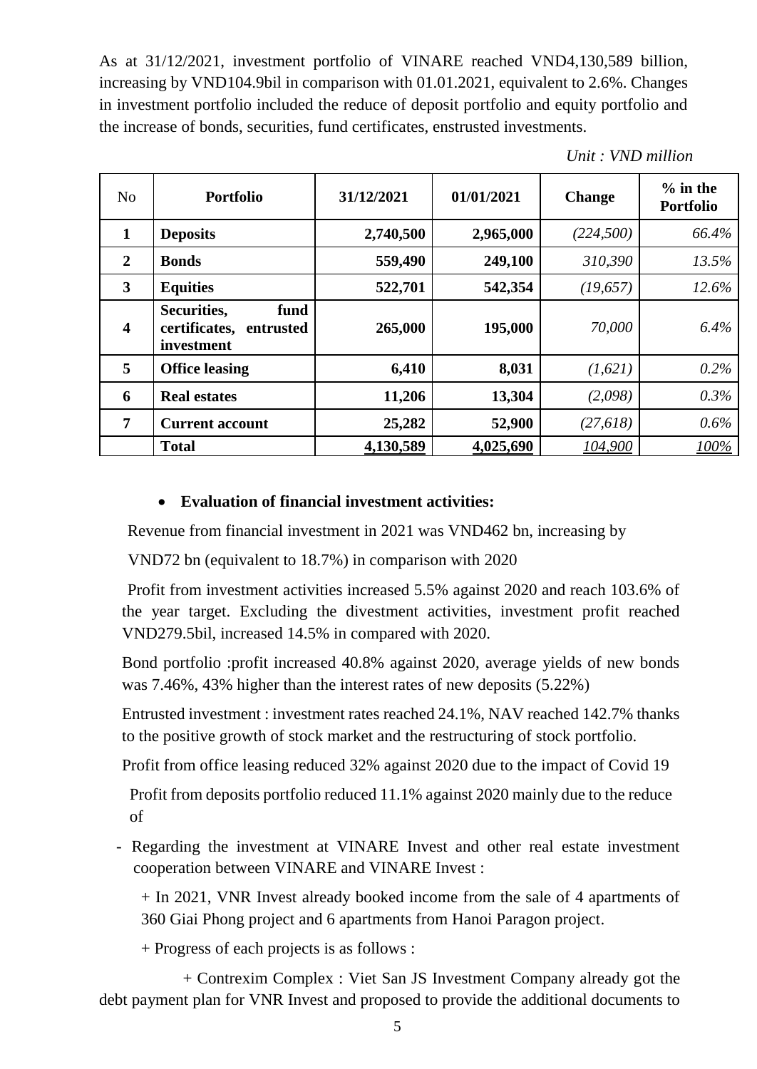As at 31/12/2021, investment portfolio of VINARE reached VND4,130,589 billion, increasing by VND104.9bil in comparison with 01.01.2021, equivalent to 2.6%. Changes in investment portfolio included the reduce of deposit portfolio and equity portfolio and the increase of bonds, securities, fund certificates, enstrusted investments.

*Unit : VND million*

| No | Portfolio | 31/12/2021 | 01/01/2021 | Change | % in the Portfolio |
|---|---|---|---|---|---|
| **1** | **Deposits** | **2,740,500** | **2,965,000** | *(224,500)* | *66.4%* |
| **2** | **Bonds** | **559,490** | **249,100** | *310,390* | *13.5%* |
| **3** | **Equities** | **522,701** | **542,354** | *(19,657)* | *12.6%* |
| **4** | **Securities, fund certificates, entrusted investment** | **265,000** | **195,000** | *70,000* | *6.4%* |
| **5** | **Office leasing** | **6,410** | **8,031** | *(1,621)* | *0.2%* |
| **6** | **Real estates** | **11,206** | **13,304** | *(2,098)* | *0.3%* |
| **7** | **Current account** | **25,282** | **52,900** | *(27,618)* | *0.6%* |
| | **Total** | **4,130,589** | **4,025,690** | *104,900* | *100%* |

- **Evaluation of financial investment activities:**

Revenue from financial investment in 2021 was VND462 bn, increasing by VND72 bn (equivalent to 18.7%) in comparison with 2020

Profit from investment activities increased 5.5% against 2020 and reach 103.6% of the year target. Excluding the divestment activities, investment profit reached VND279.5bil, increased 14.5% in compared with 2020.

Bond portfolio :profit increased 40.8% against 2020, average yields of new bonds was 7.46%, 43% higher than the interest rates of new deposits (5.22%)

Entrusted investment : investment rates reached 24.1%, NAV reached 142.7% thanks to the positive growth of stock market and the restructuring of stock portfolio.

Profit from office leasing reduced 32% against 2020 due to the impact of Covid 19

Profit from deposits portfolio reduced 11.1% against 2020 mainly due to the reduce of

- Regarding the investment at VINARE Invest and other real estate investment cooperation between VINARE and VINARE Invest :

  + In 2021, VNR Invest already booked income from the sale of 4 apartments of 360 Giai Phong project and 6 apartments from Hanoi Paragon project.

  + Progress of each projects is as follows :

  + Contrexim Complex : Viet San JS Investment Company already got the debt payment plan for VNR Invest and proposed to provide the additional documents to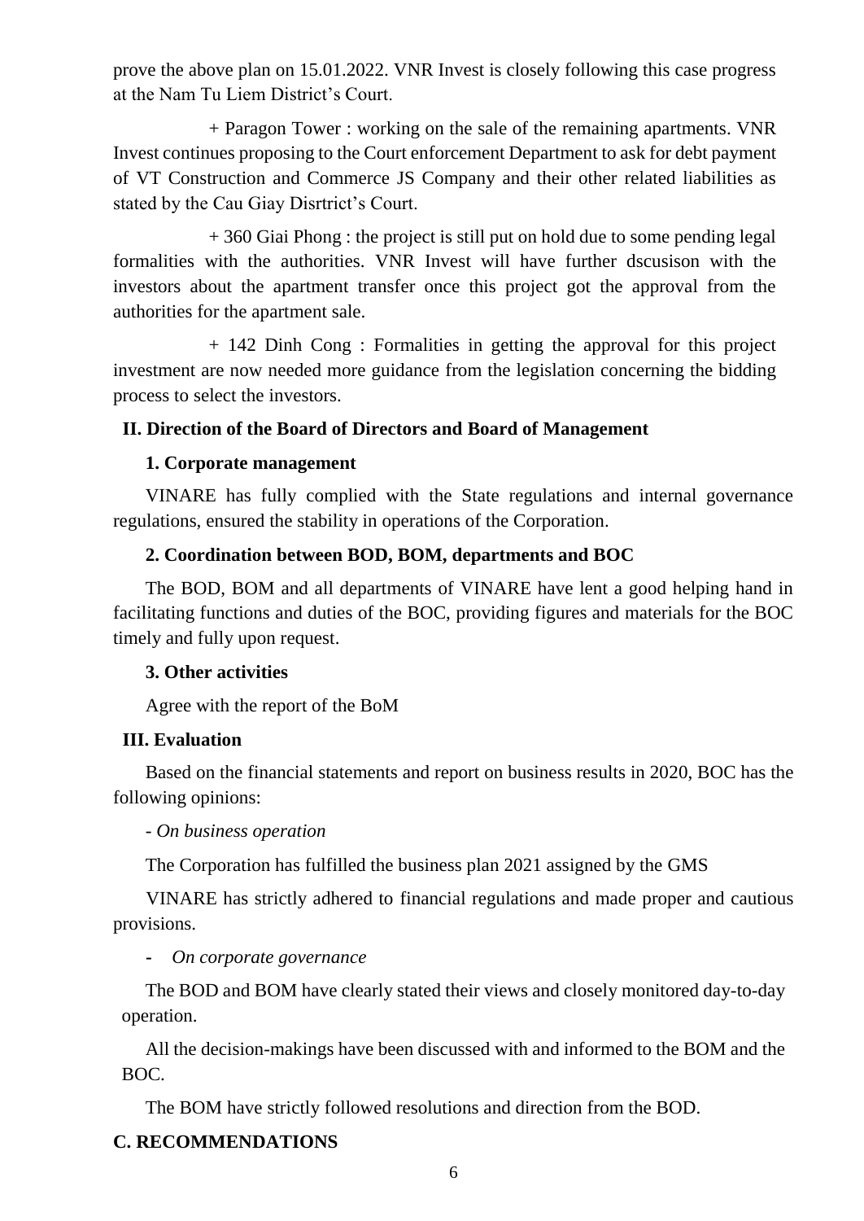prove the above plan on 15.01.2022. VNR Invest is closely following this case progress at the Nam Tu Liem District's Court.

+ Paragon Tower : working on the sale of the remaining apartments. VNR Invest continues proposing to the Court enforcement Department to ask for debt payment of VT Construction and Commerce JS Company and their other related liabilities as stated by the Cau Giay Disrtrict's Court.

+ 360 Giai Phong : the project is still put on hold due to some pending legal formalities with the authorities. VNR Invest will have further dscusison with the investors about the apartment transfer once this project got the approval from the authorities for the apartment sale.

+ 142 Dinh Cong : Formalities in getting the approval for this project investment are now needed more guidance from the legislation concerning the bidding process to select the investors.

## II. Direction of the Board of Directors and Board of Management

### 1. Corporate management

VINARE has fully complied with the State regulations and internal governance regulations, ensured the stability in operations of the Corporation.

### 2. Coordination between BOD, BOM, departments and BOC

The BOD, BOM and all departments of VINARE have lent a good helping hand in facilitating functions and duties of the BOC, providing figures and materials for the BOC timely and fully upon request.

### 3. Other activities

Agree with the report of the BoM

## III. Evaluation

Based on the financial statements and report on business results in 2020, BOC has the following opinions:

- *On business operation*

The Corporation has fulfilled the business plan 2021 assigned by the GMS

VINARE has strictly adhered to financial regulations and made proper and cautious provisions.

- *On corporate governance*

The BOD and BOM have clearly stated their views and closely monitored day-to-day operation.

All the decision-makings have been discussed with and informed to the BOM and the BOC.

The BOM have strictly followed resolutions and direction from the BOD.

# C. RECOMMENDATIONS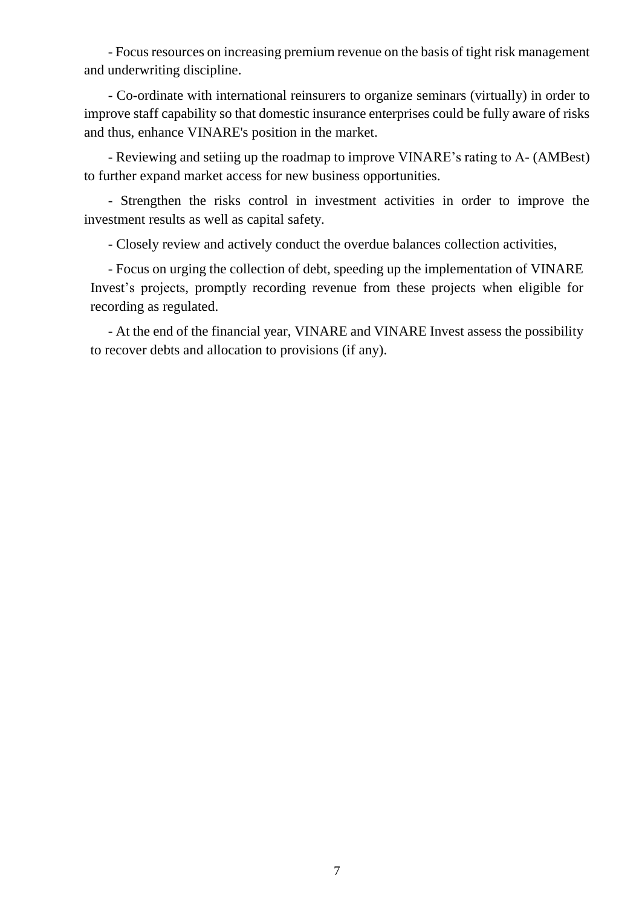- Focus resources on increasing premium revenue on the basis of tight risk management and underwriting discipline.

- Co-ordinate with international reinsurers to organize seminars (virtually) in order to improve staff capability so that domestic insurance enterprises could be fully aware of risks and thus, enhance VINARE's position in the market.

- Reviewing and setiing up the roadmap to improve VINARE’s rating to A- (AMBest) to further expand market access for new business opportunities.

- Strengthen the risks control in investment activities in order to improve the investment results as well as capital safety.

- Closely review and actively conduct the overdue balances collection activities,

- Focus on urging the collection of debt, speeding up the implementation of VINARE Invest’s projects, promptly recording revenue from these projects when eligible for recording as regulated.

- At the end of the financial year, VINARE and VINARE Invest assess the possibility to recover debts and allocation to provisions (if any).